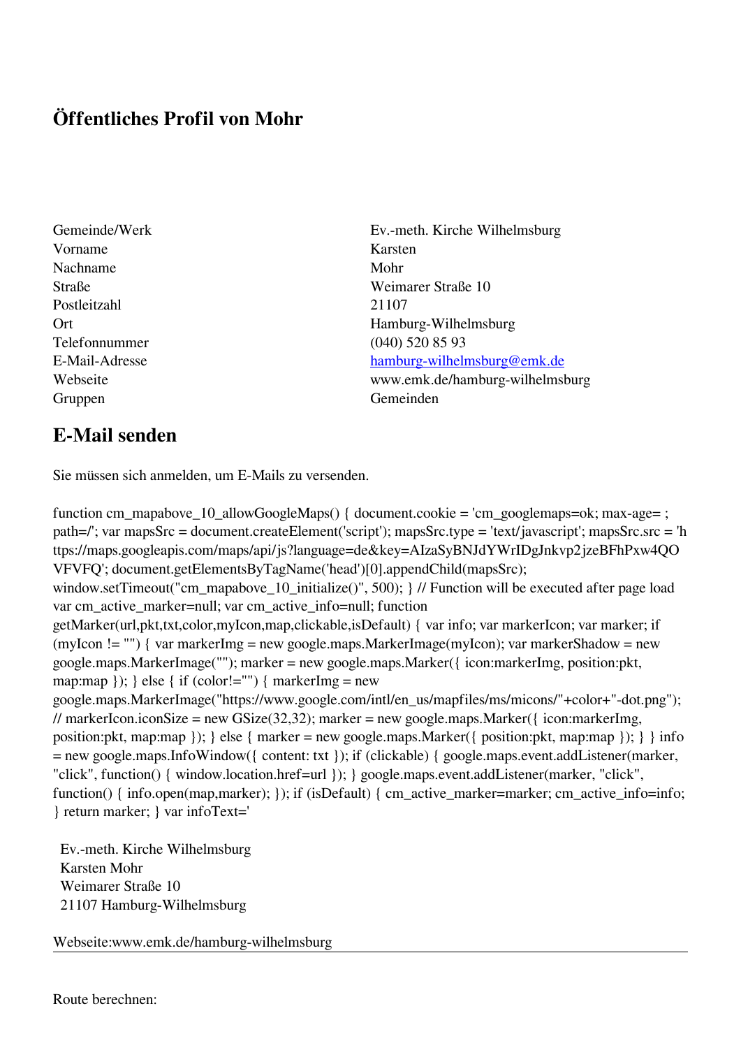# Öffentliches Profil von Mohr

| | |
|---|---|
| Gemeinde/Werk | Ev.-meth. Kirche Wilhelmsburg |
| Vorname | Karsten |
| Nachname | Mohr |
| Straße | Weimarer Straße 10 |
| Postleitzahl | 21107 |
| Ort | Hamburg-Wilhelmsburg |
| Telefonnummer | (040) 520 85 93 |
| E-Mail-Adresse | hamburg-wilhelmsburg@emk.de |
| Webseite | www.emk.de/hamburg-wilhelmsburg |
| Gruppen | Gemeinden |

## E-Mail senden

Sie müssen sich anmelden, um E-Mails zu versenden.

```
function cm_mapabove_10_allowGoogleMaps() { document.cookie = 'cm_googlemaps=ok; max-age= ; path=/'; var mapsSrc = document.createElement('script'); mapsSrc.type = 'text/javascript'; mapsSrc.src = 'https://maps.googleapis.com/maps/api/js?language=de&key=AIzaSyBNJdYWrIDgJnkvp2jzeBFhPxw4QOVFVFQ'; document.getElementsByTagName('head')[0].appendChild(mapsSrc); window.setTimeout("cm_mapabove_10_initialize()", 500); } // Function will be executed after page load var cm_active_marker=null; var cm_active_info=null; function getMarker(url,pkt,txt,color,myIcon,map,clickable,isDefault) { var info; var markerIcon; var marker; if (myIcon != "") { var markerImg = new google.maps.MarkerImage(myIcon); var markerShadow = new google.maps.MarkerImage(""); marker = new google.maps.Marker({ icon:markerImg, position:pkt, map:map }); } else { if (color!="") { markerImg = new google.maps.MarkerImage("https://www.google.com/intl/en_us/mapfiles/ms/micons/"+color+"-dot.png"); // markerIcon.iconSize = new GSize(32,32); marker = new google.maps.Marker({ icon:markerImg, position:pkt, map:map }); } else { marker = new google.maps.Marker({ position:pkt, map:map }); } } info = new google.maps.InfoWindow({ content: txt }); if (clickable) { google.maps.event.addListener(marker, "click", function() { window.location.href=url }); } google.maps.event.addListener(marker, "click", function() { info.open(map,marker); }); if (isDefault) { cm_active_marker=marker; cm_active_info=info; } return marker; } var infoText='
```

Ev.-meth. Kirche Wilhelmsburg
Karsten Mohr
Weimarer Straße 10
21107 Hamburg-Wilhelmsburg

Webseite:www.emk.de/hamburg-wilhelmsburg

---

Route berechnen: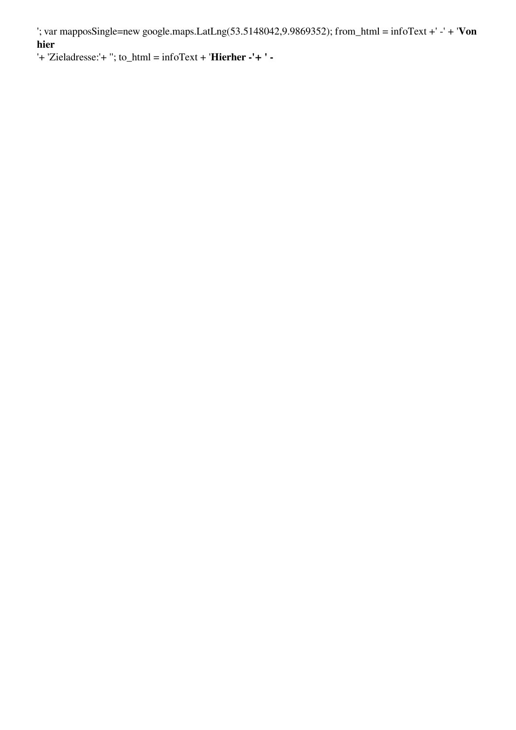'; var mapposSingle=new google.maps.LatLng(53.5148042,9.9869352); from_html = infoText +' -' + '**Von hier**

'+ 'Zieladresse:'+ ''; to_html = infoText + '**Hierher -'+ ' -**